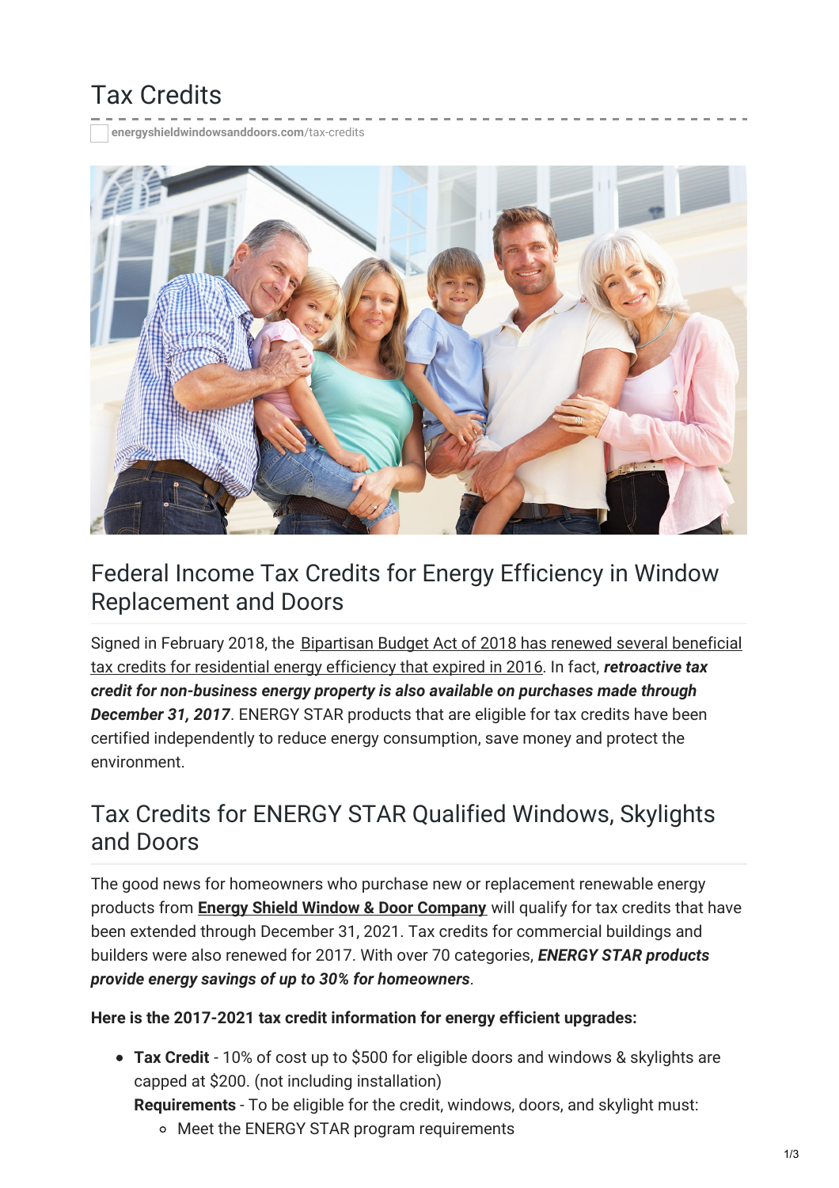# Tax Credits

energyshieldwindowsanddoors.com/tax-credits

## Federal Income Tax Credits for Energy Efficiency in Window Replacement and Doors

Signed in February 2018, the Bipartisan Budget Act of 2018 has renewed several beneficial tax credits for residential energy efficiency that expired in 2016. In fact, ***retroactive tax credit for non-business energy property is also available on purchases made through December 31, 2017***. ENERGY STAR products that are eligible for tax credits have been certified independently to reduce energy consumption, save money and protect the environment.

## Tax Credits for ENERGY STAR Qualified Windows, Skylights and Doors

The good news for homeowners who purchase new or replacement renewable energy products from **Energy Shield Window & Door Company** will qualify for tax credits that have been extended through December 31, 2021. Tax credits for commercial buildings and builders were also renewed for 2017. With over 70 categories, ***ENERGY STAR products provide energy savings of up to 30% for homeowners***.

**Here is the 2017-2021 tax credit information for energy efficient upgrades:**

- **Tax Credit** - 10% of cost up to $500 for eligible doors and windows & skylights are capped at $200. (not including installation)

  **Requirements** - To be eligible for the credit, windows, doors, and skylight must:
  - Meet the ENERGY STAR program requirements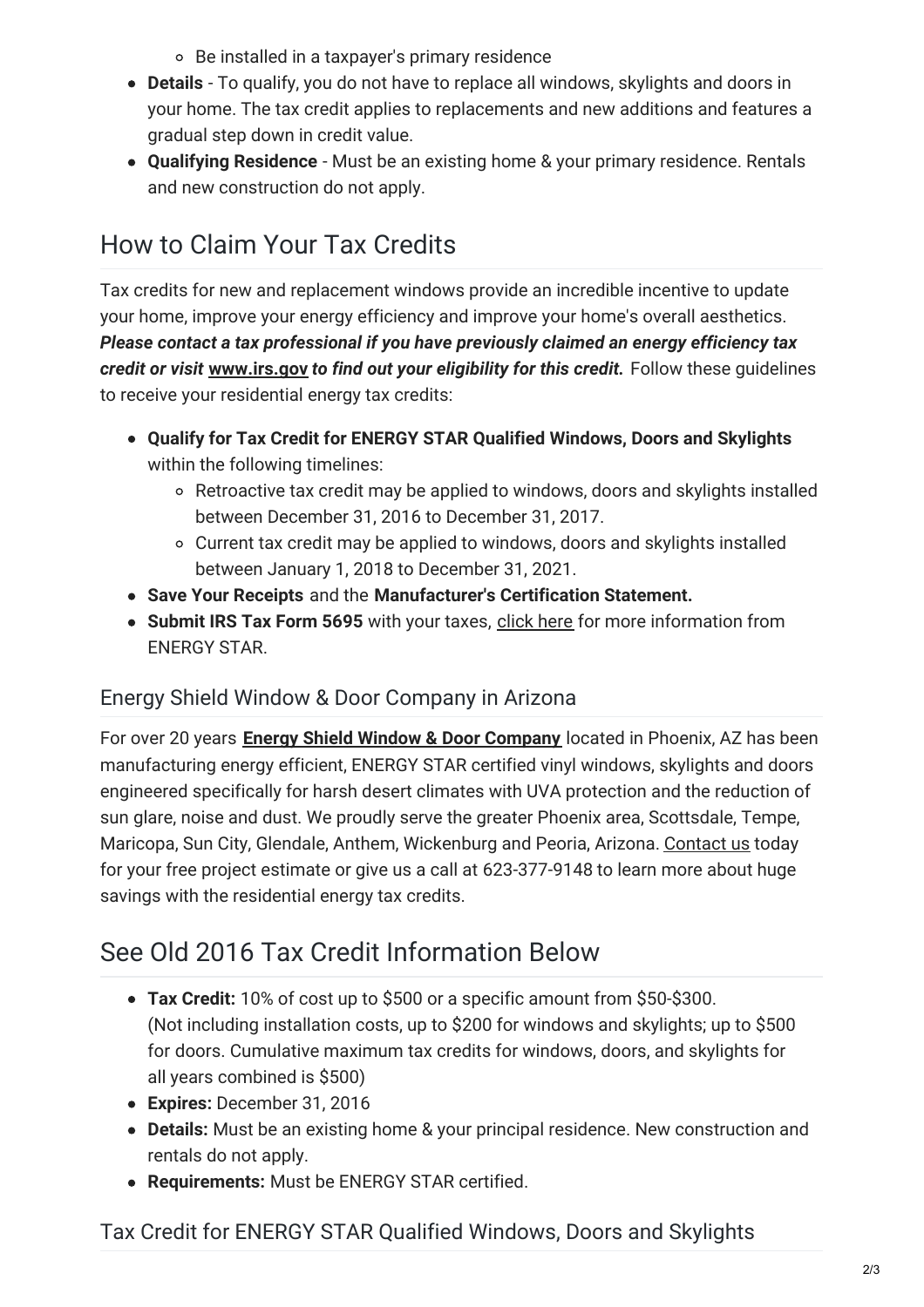- Be installed in a taxpayer's primary residence
- **Details** - To qualify, you do not have to replace all windows, skylights and doors in your home. The tax credit applies to replacements and new additions and features a gradual step down in credit value.
- **Qualifying Residence** - Must be an existing home & your primary residence. Rentals and new construction do not apply.

## How to Claim Your Tax Credits

Tax credits for new and replacement windows provide an incredible incentive to update your home, improve your energy efficiency and improve your home's overall aesthetics. ***Please contact a tax professional if you have previously claimed an energy efficiency tax credit or visit [www.irs.gov](http://www.irs.gov) to find out your eligibility for this credit.*** Follow these guidelines to receive your residential energy tax credits:

- **Qualify for Tax Credit for ENERGY STAR Qualified Windows, Doors and Skylights** within the following timelines:
    - Retroactive tax credit may be applied to windows, doors and skylights installed between December 31, 2016 to December 31, 2017.
    - Current tax credit may be applied to windows, doors and skylights installed between January 1, 2018 to December 31, 2021.
- **Save Your Receipts** and the **Manufacturer's Certification Statement.**
- **Submit IRS Tax Form 5695** with your taxes, click here for more information from ENERGY STAR.

### Energy Shield Window & Door Company in Arizona

For over 20 years **Energy Shield Window & Door Company** located in Phoenix, AZ has been manufacturing energy efficient, ENERGY STAR certified vinyl windows, skylights and doors engineered specifically for harsh desert climates with UVA protection and the reduction of sun glare, noise and dust. We proudly serve the greater Phoenix area, Scottsdale, Tempe, Maricopa, Sun City, Glendale, Anthem, Wickenburg and Peoria, Arizona. Contact us today for your free project estimate or give us a call at 623-377-9148 to learn more about huge savings with the residential energy tax credits.

## See Old 2016 Tax Credit Information Below

- **Tax Credit:** 10% of cost up to $500 or a specific amount from $50-$300. (Not including installation costs, up to $200 for windows and skylights; up to $500 for doors. Cumulative maximum tax credits for windows, doors, and skylights for all years combined is $500)
- **Expires:** December 31, 2016
- **Details:** Must be an existing home & your principal residence. New construction and rentals do not apply.
- **Requirements:** Must be ENERGY STAR certified.

### Tax Credit for ENERGY STAR Qualified Windows, Doors and Skylights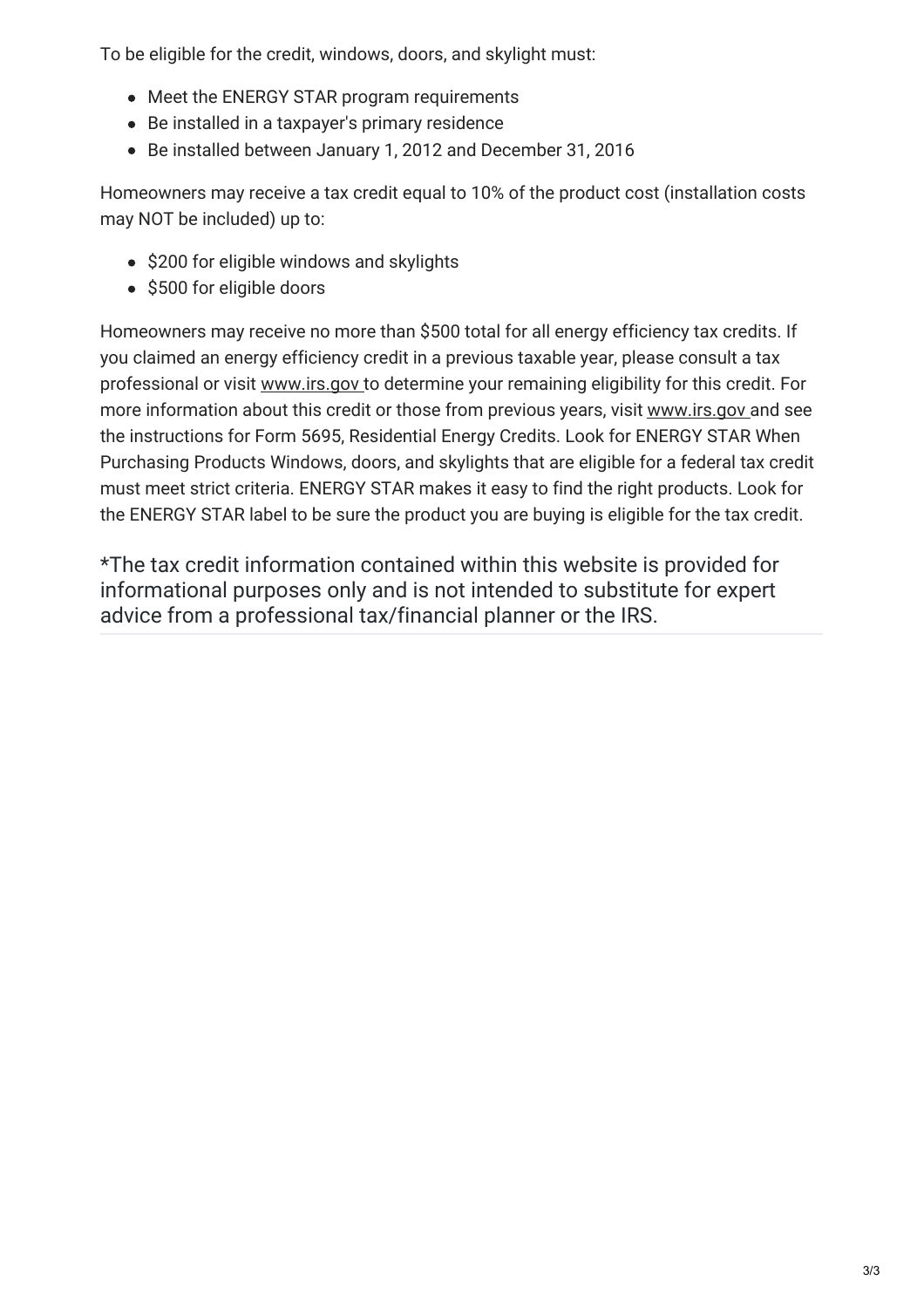To be eligible for the credit, windows, doors, and skylight must:

- Meet the ENERGY STAR program requirements
- Be installed in a taxpayer's primary residence
- Be installed between January 1, 2012 and December 31, 2016

Homeowners may receive a tax credit equal to 10% of the product cost (installation costs may NOT be included) up to:

- $200 for eligible windows and skylights
- $500 for eligible doors

Homeowners may receive no more than $500 total for all energy efficiency tax credits. If you claimed an energy efficiency credit in a previous taxable year, please consult a tax professional or visit www.irs.gov to determine your remaining eligibility for this credit. For more information about this credit or those from previous years, visit www.irs.gov and see the instructions for Form 5695, Residential Energy Credits. Look for ENERGY STAR When Purchasing Products Windows, doors, and skylights that are eligible for a federal tax credit must meet strict criteria. ENERGY STAR makes it easy to find the right products. Look for the ENERGY STAR label to be sure the product you are buying is eligible for the tax credit.

*The tax credit information contained within this website is provided for informational purposes only and is not intended to substitute for expert advice from a professional tax/financial planner or the IRS.